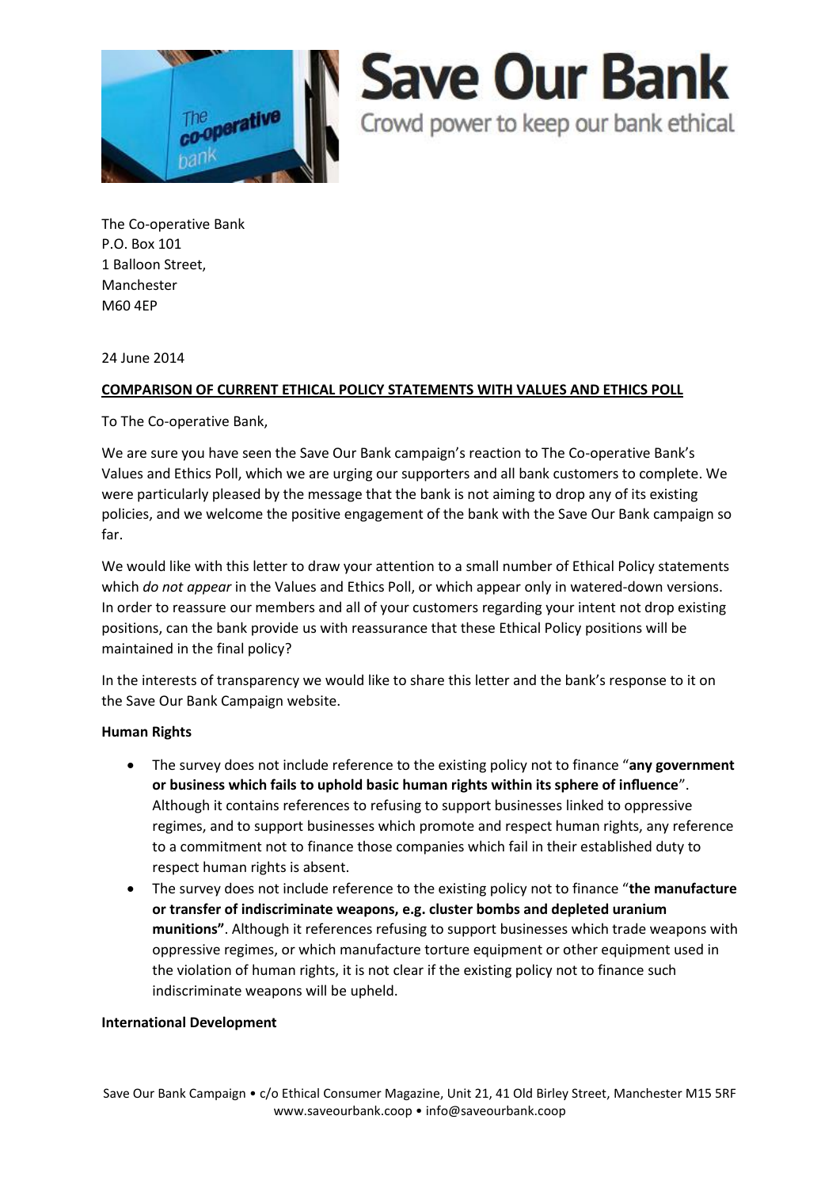# Save Our Bank

Crowd power to keep our bank ethical

The Co-operative Bank
P.O. Box 101
1 Balloon Street,
Manchester
M60 4EP

24 June 2014

**COMPARISON OF CURRENT ETHICAL POLICY STATEMENTS WITH VALUES AND ETHICS POLL**

To The Co-operative Bank,

We are sure you have seen the Save Our Bank campaign's reaction to The Co-operative Bank's Values and Ethics Poll, which we are urging our supporters and all bank customers to complete. We were particularly pleased by the message that the bank is not aiming to drop any of its existing policies, and we welcome the positive engagement of the bank with the Save Our Bank campaign so far.

We would like with this letter to draw your attention to a small number of Ethical Policy statements which *do not appear* in the Values and Ethics Poll, or which appear only in watered-down versions. In order to reassure our members and all of your customers regarding your intent not drop existing positions, can the bank provide us with reassurance that these Ethical Policy positions will be maintained in the final policy?

In the interests of transparency we would like to share this letter and the bank's response to it on the Save Our Bank Campaign website.

**Human Rights**

- The survey does not include reference to the existing policy not to finance "**any government or business which fails to uphold basic human rights within its sphere of influence**". Although it contains references to refusing to support businesses linked to oppressive regimes, and to support businesses which promote and respect human rights, any reference to a commitment not to finance those companies which fail in their established duty to respect human rights is absent.
- The survey does not include reference to the existing policy not to finance "**the manufacture or transfer of indiscriminate weapons, e.g. cluster bombs and depleted uranium munitions"**. Although it references refusing to support businesses which trade weapons with oppressive regimes, or which manufacture torture equipment or other equipment used in the violation of human rights, it is not clear if the existing policy not to finance such indiscriminate weapons will be upheld.

**International Development**

Save Our Bank Campaign • c/o Ethical Consumer Magazine, Unit 21, 41 Old Birley Street, Manchester M15 5RF
www.saveourbank.coop • info@saveourbank.coop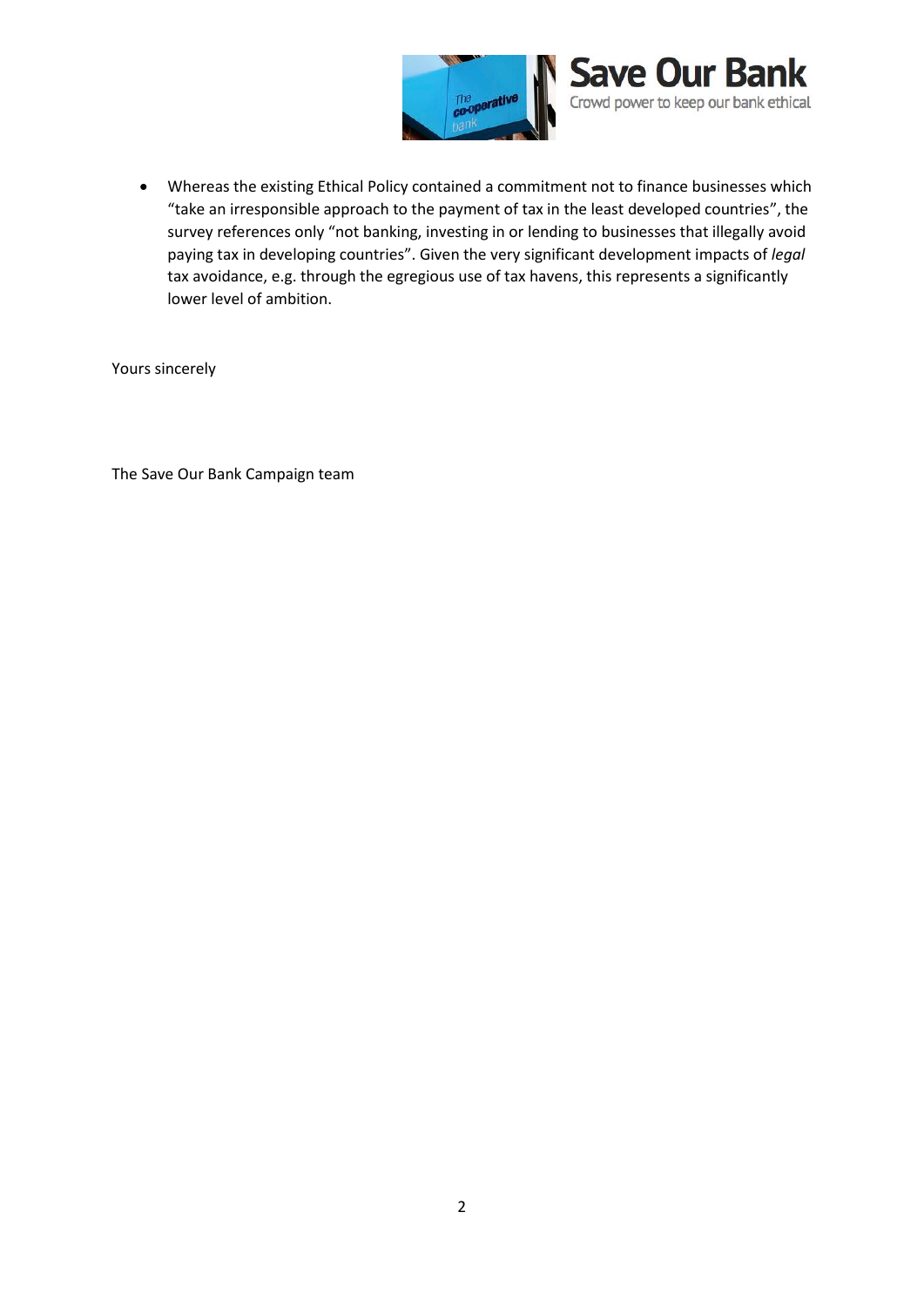- Whereas the existing Ethical Policy contained a commitment not to finance businesses which "take an irresponsible approach to the payment of tax in the least developed countries", the survey references only "not banking, investing in or lending to businesses that illegally avoid paying tax in developing countries". Given the very significant development impacts of *legal* tax avoidance, e.g. through the egregious use of tax havens, this represents a significantly lower level of ambition.

Yours sincerely

The Save Our Bank Campaign team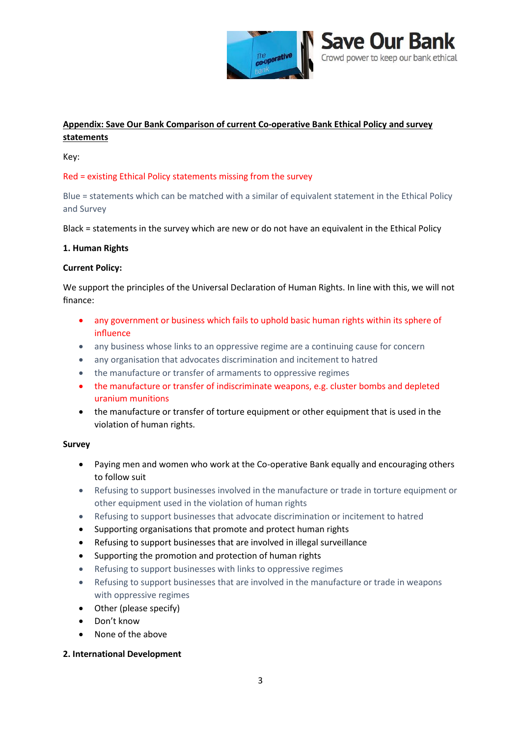**Appendix: Save Our Bank Comparison of current Co-operative Bank Ethical Policy and survey statements**

Key:

Red = existing Ethical Policy statements missing from the survey

Blue = statements which can be matched with a similar of equivalent statement in the Ethical Policy and Survey

Black = statements in the survey which are new or do not have an equivalent in the Ethical Policy

**1. Human Rights**

**Current Policy:**

We support the principles of the Universal Declaration of Human Rights. In line with this, we will not finance:

- any government or business which fails to uphold basic human rights within its sphere of influence
- any business whose links to an oppressive regime are a continuing cause for concern
- any organisation that advocates discrimination and incitement to hatred
- the manufacture or transfer of armaments to oppressive regimes
- the manufacture or transfer of indiscriminate weapons, e.g. cluster bombs and depleted uranium munitions
- the manufacture or transfer of torture equipment or other equipment that is used in the violation of human rights.

**Survey**

- Paying men and women who work at the Co-operative Bank equally and encouraging others to follow suit
- Refusing to support businesses involved in the manufacture or trade in torture equipment or other equipment used in the violation of human rights
- Refusing to support businesses that advocate discrimination or incitement to hatred
- Supporting organisations that promote and protect human rights
- Refusing to support businesses that are involved in illegal surveillance
- Supporting the promotion and protection of human rights
- Refusing to support businesses with links to oppressive regimes
- Refusing to support businesses that are involved in the manufacture or trade in weapons with oppressive regimes
- Other (please specify)
- Don't know
- None of the above

**2. International Development**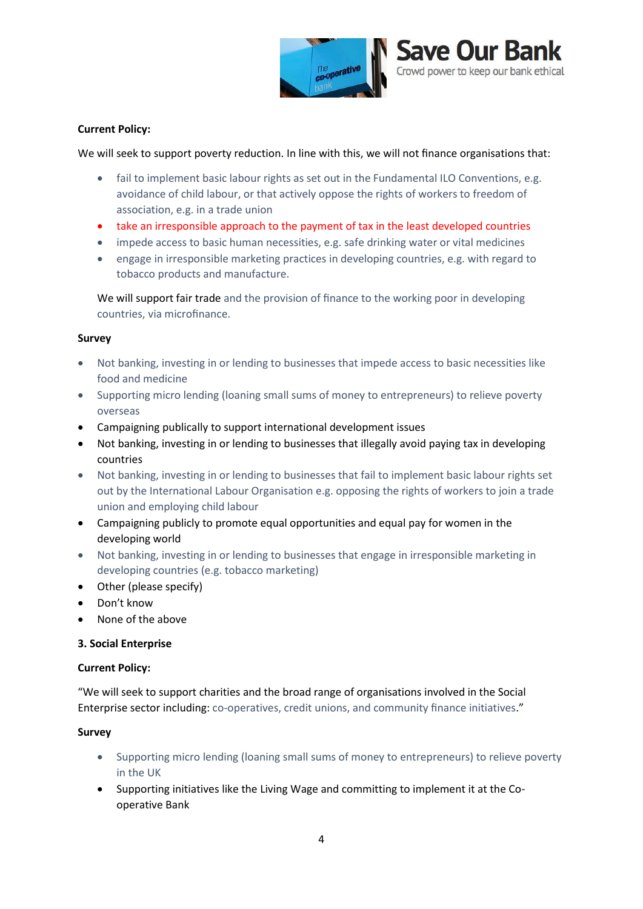**Current Policy:**

We will seek to support poverty reduction. In line with this, we will not finance organisations that:

- fail to implement basic labour rights as set out in the Fundamental ILO Conventions, e.g. avoidance of child labour, or that actively oppose the rights of workers to freedom of association, e.g. in a trade union
- take an irresponsible approach to the payment of tax in the least developed countries
- impede access to basic human necessities, e.g. safe drinking water or vital medicines
- engage in irresponsible marketing practices in developing countries, e.g. with regard to tobacco products and manufacture.

We will support fair trade and the provision of finance to the working poor in developing countries, via microfinance.

**Survey**

- Not banking, investing in or lending to businesses that impede access to basic necessities like food and medicine
- Supporting micro lending (loaning small sums of money to entrepreneurs) to relieve poverty overseas
- Campaigning publically to support international development issues
- Not banking, investing in or lending to businesses that illegally avoid paying tax in developing countries
- Not banking, investing in or lending to businesses that fail to implement basic labour rights set out by the International Labour Organisation e.g. opposing the rights of workers to join a trade union and employing child labour
- Campaigning publicly to promote equal opportunities and equal pay for women in the developing world
- Not banking, investing in or lending to businesses that engage in irresponsible marketing in developing countries (e.g. tobacco marketing)
- Other (please specify)
- Don't know
- None of the above

**3. Social Enterprise**

**Current Policy:**

"We will seek to support charities and the broad range of organisations involved in the Social Enterprise sector including: co-operatives, credit unions, and community finance initiatives."

**Survey**

- Supporting micro lending (loaning small sums of money to entrepreneurs) to relieve poverty in the UK
- Supporting initiatives like the Living Wage and committing to implement it at the Co-operative Bank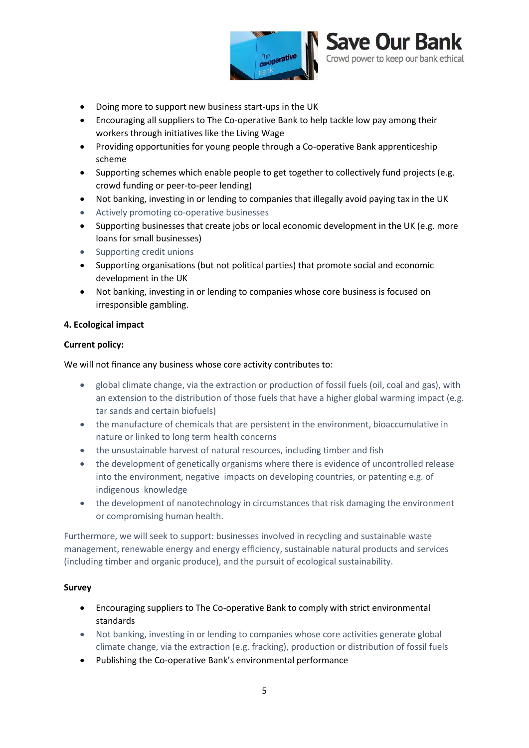- Doing more to support new business start-ups in the UK
- Encouraging all suppliers to The Co-operative Bank to help tackle low pay among their workers through initiatives like the Living Wage
- Providing opportunities for young people through a Co-operative Bank apprenticeship scheme
- Supporting schemes which enable people to get together to collectively fund projects (e.g. crowd funding or peer-to-peer lending)
- Not banking, investing in or lending to companies that illegally avoid paying tax in the UK
- Actively promoting co-operative businesses
- Supporting businesses that create jobs or local economic development in the UK (e.g. more loans for small businesses)
- Supporting credit unions
- Supporting organisations (but not political parties) that promote social and economic development in the UK
- Not banking, investing in or lending to companies whose core business is focused on irresponsible gambling.

**4. Ecological impact**

**Current policy:**

We will not finance any business whose core activity contributes to:

- global climate change, via the extraction or production of fossil fuels (oil, coal and gas), with an extension to the distribution of those fuels that have a higher global warming impact (e.g. tar sands and certain biofuels)
- the manufacture of chemicals that are persistent in the environment, bioaccumulative in nature or linked to long term health concerns
- the unsustainable harvest of natural resources, including timber and fish
- the development of genetically organisms where there is evidence of uncontrolled release into the environment, negative impacts on developing countries, or patenting e.g. of indigenous knowledge
- the development of nanotechnology in circumstances that risk damaging the environment or compromising human health.

Furthermore, we will seek to support: businesses involved in recycling and sustainable waste management, renewable energy and energy efficiency, sustainable natural products and services (including timber and organic produce), and the pursuit of ecological sustainability.

**Survey**

- Encouraging suppliers to The Co-operative Bank to comply with strict environmental standards
- Not banking, investing in or lending to companies whose core activities generate global climate change, via the extraction (e.g. fracking), production or distribution of fossil fuels
- Publishing the Co-operative Bank's environmental performance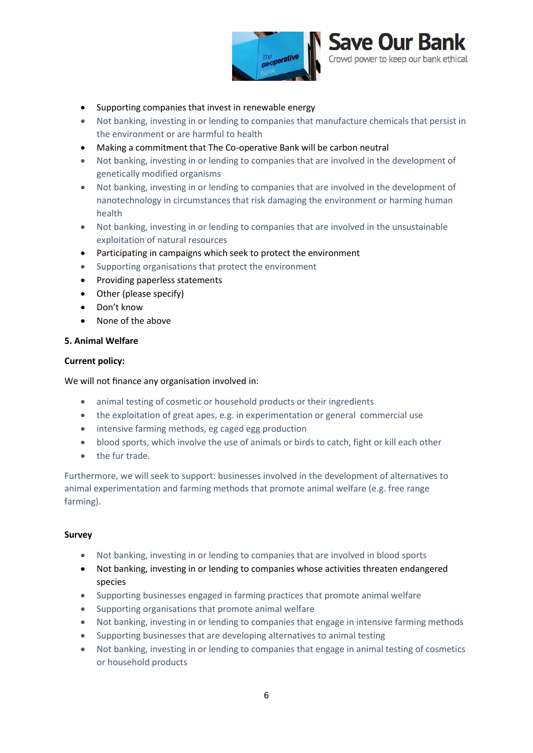- Supporting companies that invest in renewable energy
- Not banking, investing in or lending to companies that manufacture chemicals that persist in the environment or are harmful to health
- Making a commitment that The Co-operative Bank will be carbon neutral
- Not banking, investing in or lending to companies that are involved in the development of genetically modified organisms
- Not banking, investing in or lending to companies that are involved in the development of nanotechnology in circumstances that risk damaging the environment or harming human health
- Not banking, investing in or lending to companies that are involved in the unsustainable exploitation of natural resources
- Participating in campaigns which seek to protect the environment
- Supporting organisations that protect the environment
- Providing paperless statements
- Other (please specify)
- Don't know
- None of the above

**5. Animal Welfare**

**Current policy:**

We will not finance any organisation involved in:

- animal testing of cosmetic or household products or their ingredients
- the exploitation of great apes, e.g. in experimentation or general commercial use
- intensive farming methods, eg caged egg production
- blood sports, which involve the use of animals or birds to catch, fight or kill each other
- the fur trade.

Furthermore, we will seek to support: businesses involved in the development of alternatives to animal experimentation and farming methods that promote animal welfare (e.g. free range farming).

**Survey**

- Not banking, investing in or lending to companies that are involved in blood sports
- Not banking, investing in or lending to companies whose activities threaten endangered species
- Supporting businesses engaged in farming practices that promote animal welfare
- Supporting organisations that promote animal welfare
- Not banking, investing in or lending to companies that engage in intensive farming methods
- Supporting businesses that are developing alternatives to animal testing
- Not banking, investing in or lending to companies that engage in animal testing of cosmetics or household products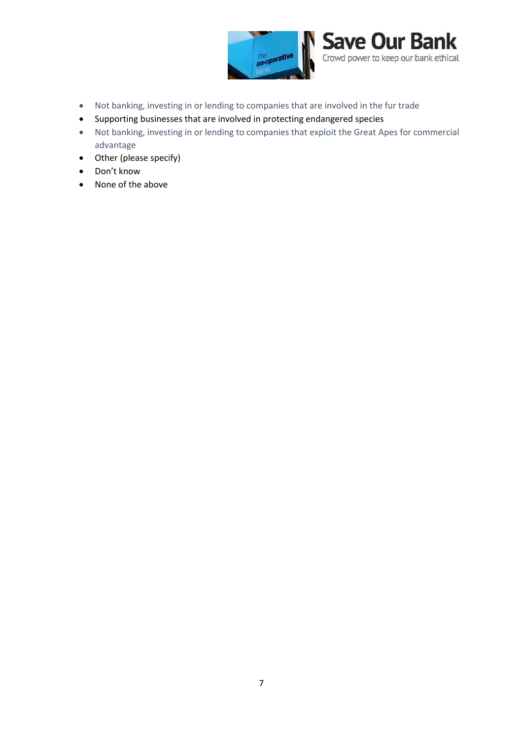- Not banking, investing in or lending to companies that are involved in the fur trade
- Supporting businesses that are involved in protecting endangered species
- Not banking, investing in or lending to companies that exploit the Great Apes for commercial advantage
- Other (please specify)
- Don't know
- None of the above